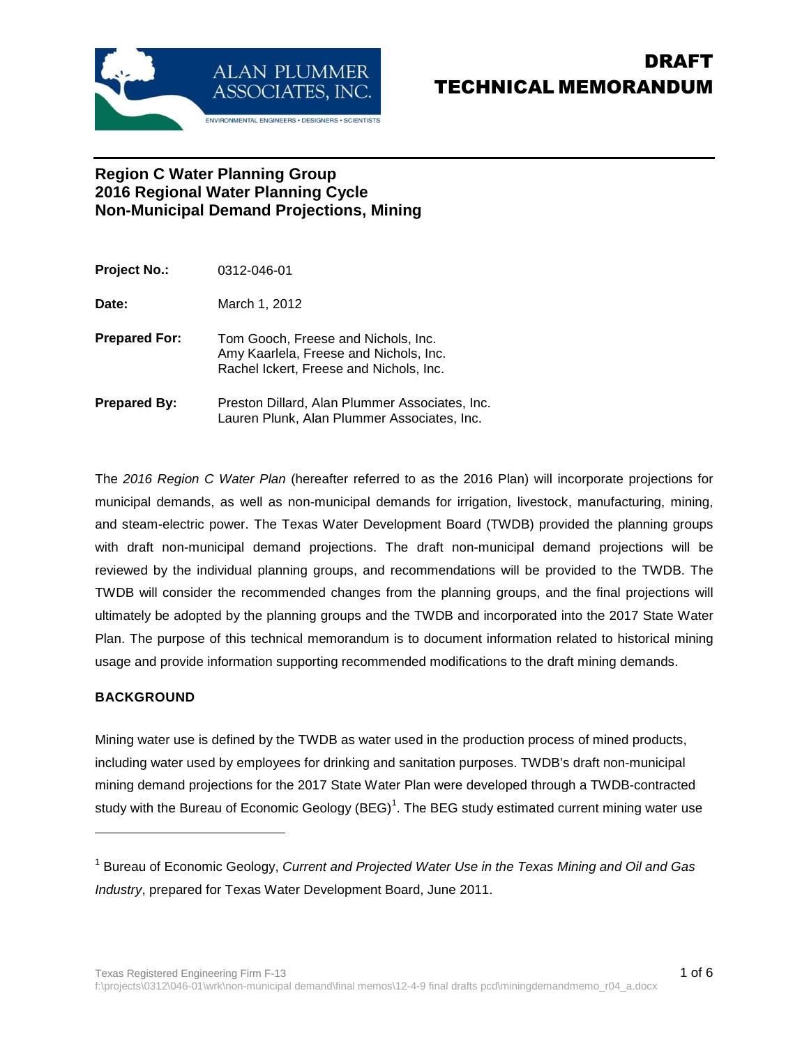# DRAFT TECHNICAL MEMORANDUM

ALAN PLUMMER ASSOCIATES, INC.
ENVIRONMENTAL ENGINEERS • DESIGNERS • SCIENTISTS

## Region C Water Planning Group
## 2016 Regional Water Planning Cycle
## Non-Municipal Demand Projections, Mining

**Project No.:** 0312-046-01

**Date:** March 1, 2012

**Prepared For:** Tom Gooch, Freese and Nichols, Inc.
Amy Kaarlela, Freese and Nichols, Inc.
Rachel Ickert, Freese and Nichols, Inc.

**Prepared By:** Preston Dillard, Alan Plummer Associates, Inc.
Lauren Plunk, Alan Plummer Associates, Inc.

The *2016 Region C Water Plan* (hereafter referred to as the 2016 Plan) will incorporate projections for municipal demands, as well as non-municipal demands for irrigation, livestock, manufacturing, mining, and steam-electric power. The Texas Water Development Board (TWDB) provided the planning groups with draft non-municipal demand projections. The draft non-municipal demand projections will be reviewed by the individual planning groups, and recommendations will be provided to the TWDB. The TWDB will consider the recommended changes from the planning groups, and the final projections will ultimately be adopted by the planning groups and the TWDB and incorporated into the 2017 State Water Plan. The purpose of this technical memorandum is to document information related to historical mining usage and provide information supporting recommended modifications to the draft mining demands.

### BACKGROUND

Mining water use is defined by the TWDB as water used in the production process of mined products, including water used by employees for drinking and sanitation purposes. TWDB's draft non-municipal mining demand projections for the 2017 State Water Plan were developed through a TWDB-contracted study with the Bureau of Economic Geology (BEG)[1]. The BEG study estimated current mining water use

[1] Bureau of Economic Geology, *Current and Projected Water Use in the Texas Mining and Oil and Gas Industry*, prepared for Texas Water Development Board, June 2011.

Texas Registered Engineering Firm F-13
f:\projects\0312\046-01\wrk\non-municipal demand\final memos\12-4-9 final drafts pcd\miningdemandmemo_r04_a.docx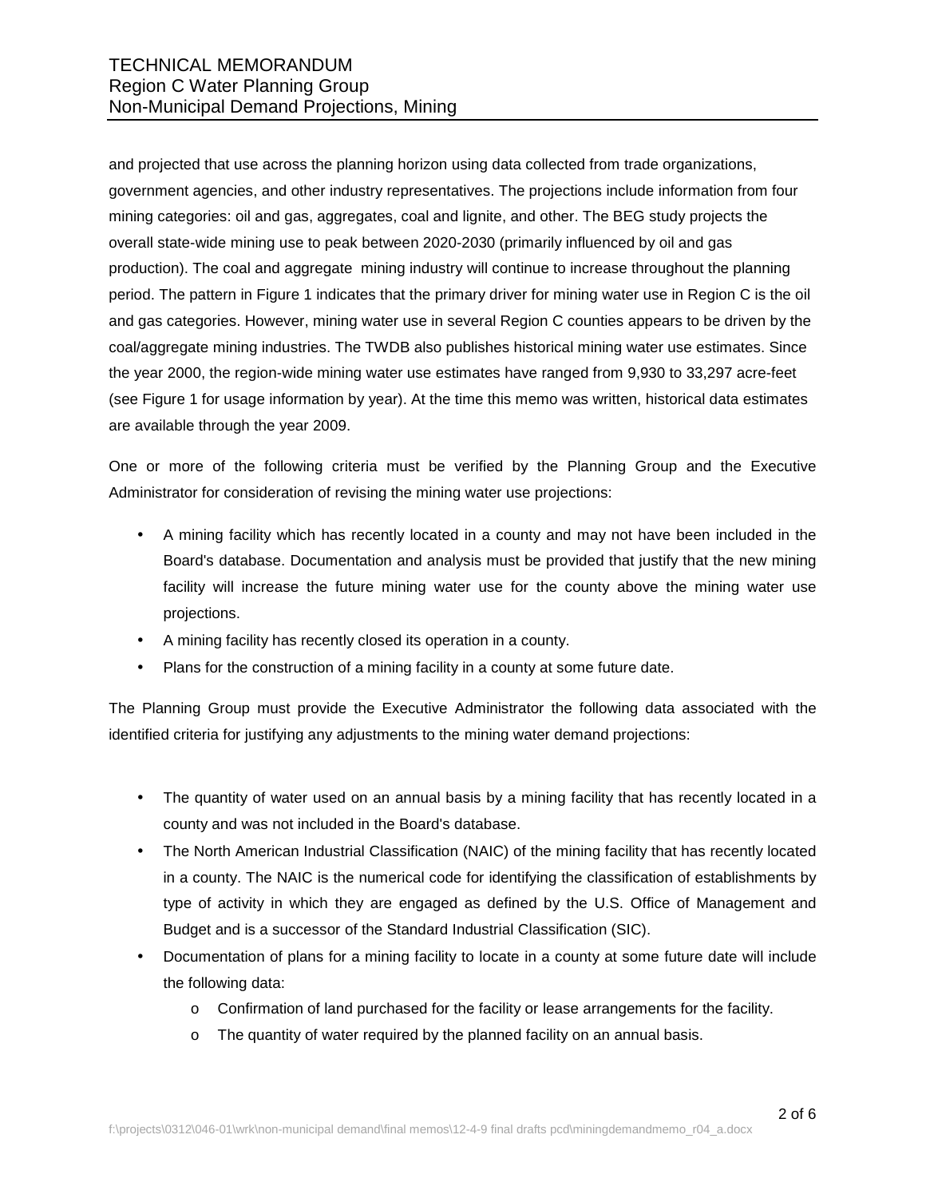and projected that use across the planning horizon using data collected from trade organizations, government agencies, and other industry representatives. The projections include information from four mining categories: oil and gas, aggregates, coal and lignite, and other. The BEG study projects the overall state-wide mining use to peak between 2020-2030 (primarily influenced by oil and gas production). The coal and aggregate mining industry will continue to increase throughout the planning period. The pattern in Figure 1 indicates that the primary driver for mining water use in Region C is the oil and gas categories. However, mining water use in several Region C counties appears to be driven by the coal/aggregate mining industries. The TWDB also publishes historical mining water use estimates. Since the year 2000, the region-wide mining water use estimates have ranged from 9,930 to 33,297 acre-feet (see Figure 1 for usage information by year). At the time this memo was written, historical data estimates are available through the year 2009.

One or more of the following criteria must be verified by the Planning Group and the Executive Administrator for consideration of revising the mining water use projections:

- A mining facility which has recently located in a county and may not have been included in the Board's database. Documentation and analysis must be provided that justify that the new mining facility will increase the future mining water use for the county above the mining water use projections.
- A mining facility has recently closed its operation in a county.
- Plans for the construction of a mining facility in a county at some future date.

The Planning Group must provide the Executive Administrator the following data associated with the identified criteria for justifying any adjustments to the mining water demand projections:

- The quantity of water used on an annual basis by a mining facility that has recently located in a county and was not included in the Board's database.
- The North American Industrial Classification (NAIC) of the mining facility that has recently located in a county. The NAIC is the numerical code for identifying the classification of establishments by type of activity in which they are engaged as defined by the U.S. Office of Management and Budget and is a successor of the Standard Industrial Classification (SIC).
- Documentation of plans for a mining facility to locate in a county at some future date will include the following data:
  - Confirmation of land purchased for the facility or lease arrangements for the facility.
  - The quantity of water required by the planned facility on an annual basis.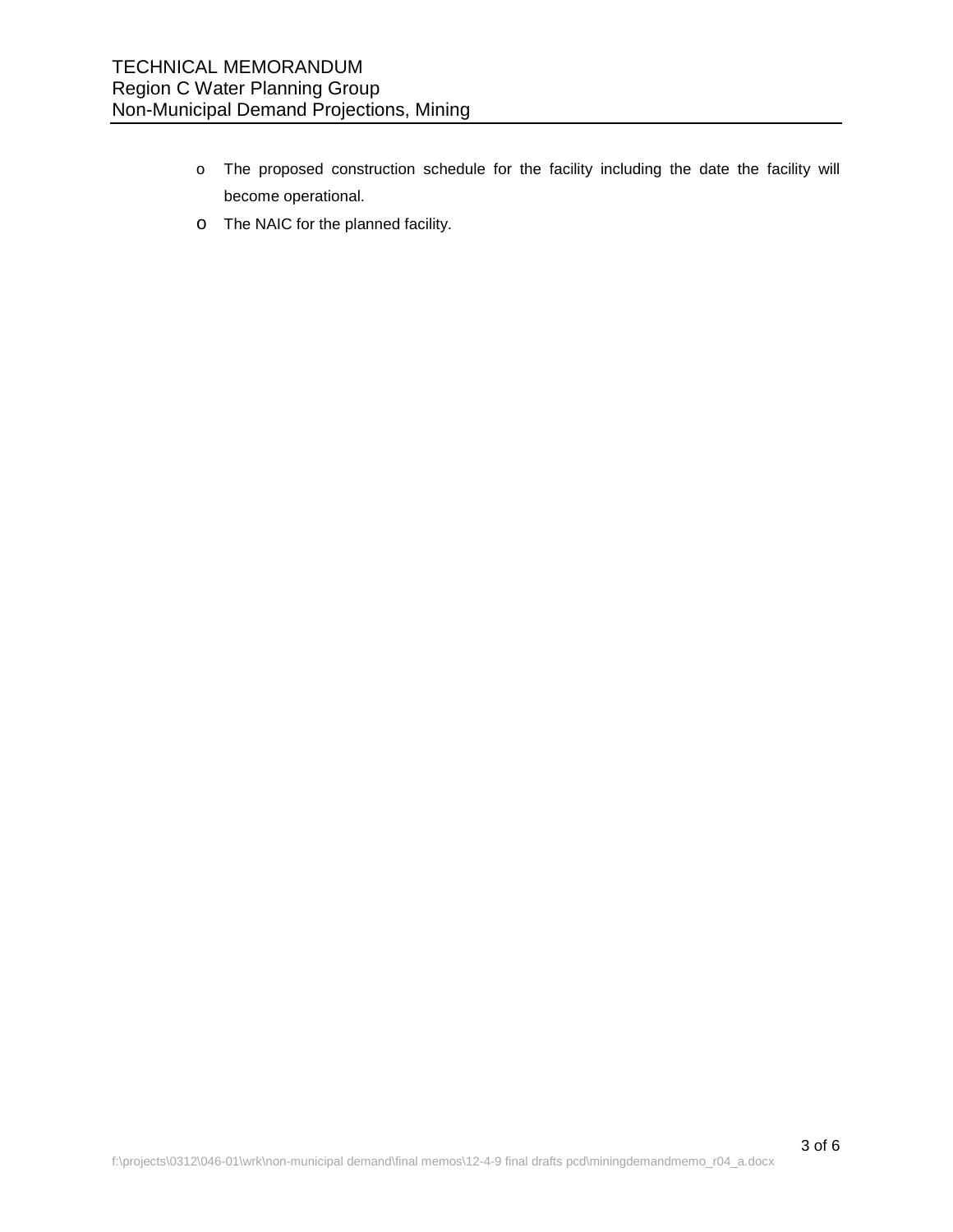- The proposed construction schedule for the facility including the date the facility will become operational.
- The NAIC for the planned facility.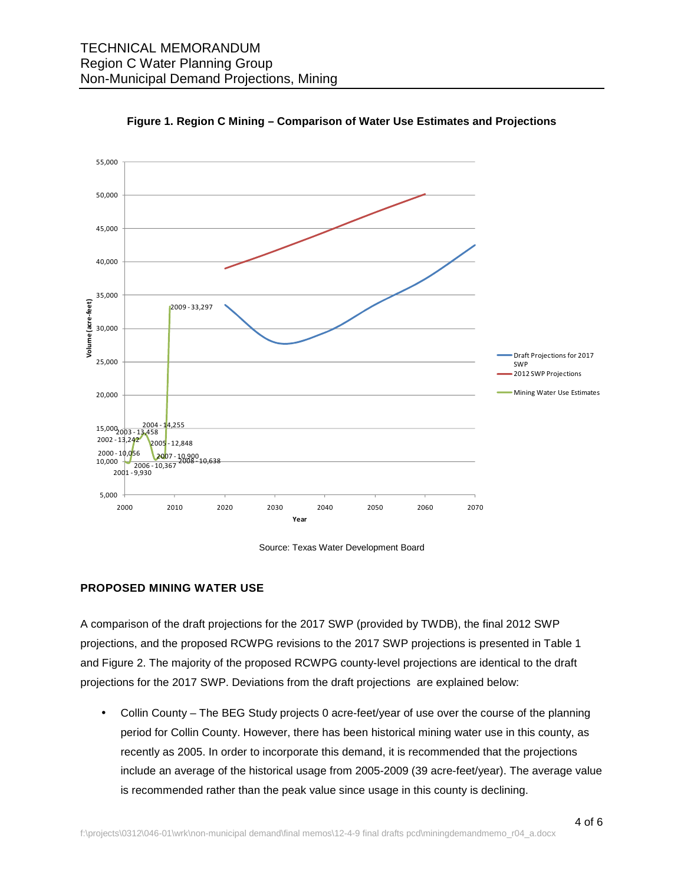**Figure 1. Region C Mining – Comparison of Water Use Estimates and Projections**

Source: Texas Water Development Board

## PROPOSED MINING WATER USE

A comparison of the draft projections for the 2017 SWP (provided by TWDB), the final 2012 SWP projections, and the proposed RCWPG revisions to the 2017 SWP projections is presented in Table 1 and Figure 2. The majority of the proposed RCWPG county-level projections are identical to the draft projections for the 2017 SWP. Deviations from the draft projections are explained below:

- Collin County – The BEG Study projects 0 acre-feet/year of use over the course of the planning period for Collin County. However, there has been historical mining water use in this county, as recently as 2005. In order to incorporate this demand, it is recommended that the projections include an average of the historical usage from 2005-2009 (39 acre-feet/year). The average value is recommended rather than the peak value since usage in this county is declining.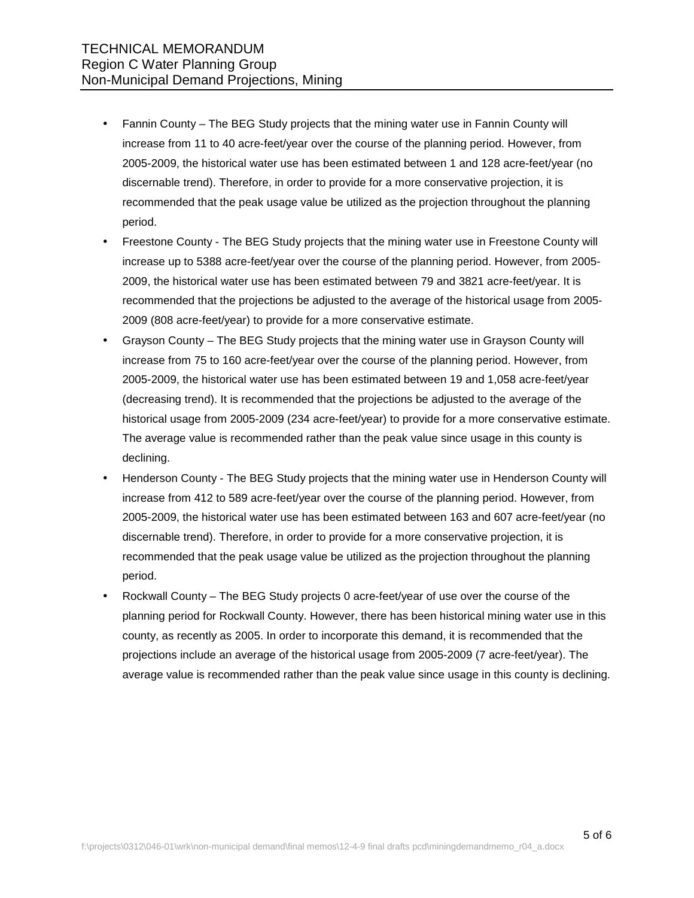- Fannin County – The BEG Study projects that the mining water use in Fannin County will increase from 11 to 40 acre-feet/year over the course of the planning period. However, from 2005-2009, the historical water use has been estimated between 1 and 128 acre-feet/year (no discernable trend). Therefore, in order to provide for a more conservative projection, it is recommended that the peak usage value be utilized as the projection throughout the planning period.
- Freestone County - The BEG Study projects that the mining water use in Freestone County will increase up to 5388 acre-feet/year over the course of the planning period. However, from 2005-2009, the historical water use has been estimated between 79 and 3821 acre-feet/year. It is recommended that the projections be adjusted to the average of the historical usage from 2005-2009 (808 acre-feet/year) to provide for a more conservative estimate.
- Grayson County – The BEG Study projects that the mining water use in Grayson County will increase from 75 to 160 acre-feet/year over the course of the planning period. However, from 2005-2009, the historical water use has been estimated between 19 and 1,058 acre-feet/year (decreasing trend). It is recommended that the projections be adjusted to the average of the historical usage from 2005-2009 (234 acre-feet/year) to provide for a more conservative estimate. The average value is recommended rather than the peak value since usage in this county is declining.
- Henderson County - The BEG Study projects that the mining water use in Henderson County will increase from 412 to 589 acre-feet/year over the course of the planning period. However, from 2005-2009, the historical water use has been estimated between 163 and 607 acre-feet/year (no discernable trend). Therefore, in order to provide for a more conservative projection, it is recommended that the peak usage value be utilized as the projection throughout the planning period.
- Rockwall County – The BEG Study projects 0 acre-feet/year of use over the course of the planning period for Rockwall County. However, there has been historical mining water use in this county, as recently as 2005. In order to incorporate this demand, it is recommended that the projections include an average of the historical usage from 2005-2009 (7 acre-feet/year). The average value is recommended rather than the peak value since usage in this county is declining.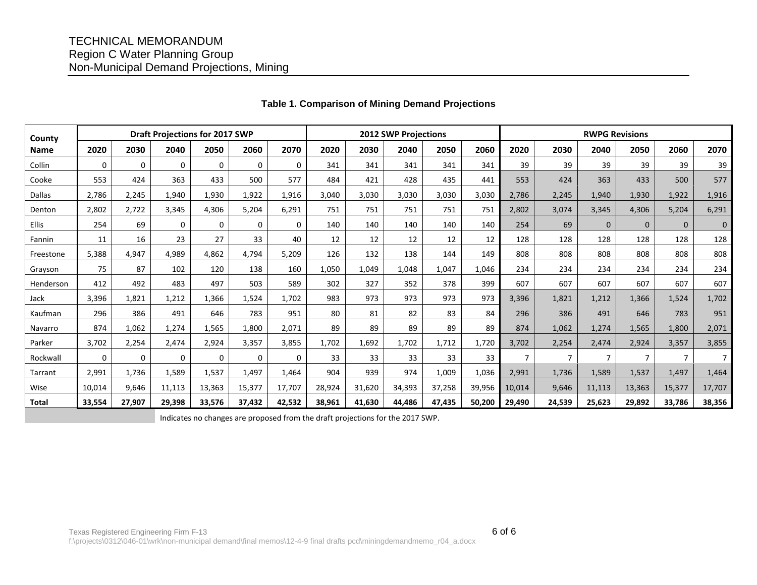**Table 1. Comparison of Mining Demand Projections**

| County Name | Draft Projections for 2017 SWP | | | | | | 2012 SWP Projections | | | | | RWPG Revisions | | | | | |
|---|---|---|---|---|---|---|---|---|---|---|---|---|---|---|---|---|---|
| | 2020 | 2030 | 2040 | 2050 | 2060 | 2070 | 2020 | 2030 | 2040 | 2050 | 2060 | 2020 | 2030 | 2040 | 2050 | 2060 | 2070 |
| Collin | 0 | 0 | 0 | 0 | 0 | 0 | 341 | 341 | 341 | 341 | 341 | 39 | 39 | 39 | 39 | 39 | 39 |
| Cooke | 553 | 424 | 363 | 433 | 500 | 577 | 484 | 421 | 428 | 435 | 441 | 553 | 424 | 363 | 433 | 500 | 577 |
| Dallas | 2,786 | 2,245 | 1,940 | 1,930 | 1,922 | 1,916 | 3,040 | 3,030 | 3,030 | 3,030 | 3,030 | 2,786 | 2,245 | 1,940 | 1,930 | 1,922 | 1,916 |
| Denton | 2,802 | 2,722 | 3,345 | 4,306 | 5,204 | 6,291 | 751 | 751 | 751 | 751 | 751 | 2,802 | 3,074 | 3,345 | 4,306 | 5,204 | 6,291 |
| Ellis | 254 | 69 | 0 | 0 | 0 | 0 | 140 | 140 | 140 | 140 | 140 | 254 | 69 | 0 | 0 | 0 | 0 |
| Fannin | 11 | 16 | 23 | 27 | 33 | 40 | 12 | 12 | 12 | 12 | 12 | 128 | 128 | 128 | 128 | 128 | 128 |
| Freestone | 5,388 | 4,947 | 4,989 | 4,862 | 4,794 | 5,209 | 126 | 132 | 138 | 144 | 149 | 808 | 808 | 808 | 808 | 808 | 808 |
| Grayson | 75 | 87 | 102 | 120 | 138 | 160 | 1,050 | 1,049 | 1,048 | 1,047 | 1,046 | 234 | 234 | 234 | 234 | 234 | 234 |
| Henderson | 412 | 492 | 483 | 497 | 503 | 589 | 302 | 327 | 352 | 378 | 399 | 607 | 607 | 607 | 607 | 607 | 607 |
| Jack | 3,396 | 1,821 | 1,212 | 1,366 | 1,524 | 1,702 | 983 | 973 | 973 | 973 | 973 | 3,396 | 1,821 | 1,212 | 1,366 | 1,524 | 1,702 |
| Kaufman | 296 | 386 | 491 | 646 | 783 | 951 | 80 | 81 | 82 | 83 | 84 | 296 | 386 | 491 | 646 | 783 | 951 |
| Navarro | 874 | 1,062 | 1,274 | 1,565 | 1,800 | 2,071 | 89 | 89 | 89 | 89 | 89 | 874 | 1,062 | 1,274 | 1,565 | 1,800 | 2,071 |
| Parker | 3,702 | 2,254 | 2,474 | 2,924 | 3,357 | 3,855 | 1,702 | 1,692 | 1,702 | 1,712 | 1,720 | 3,702 | 2,254 | 2,474 | 2,924 | 3,357 | 3,855 |
| Rockwall | 0 | 0 | 0 | 0 | 0 | 0 | 33 | 33 | 33 | 33 | 33 | 7 | 7 | 7 | 7 | 7 | 7 |
| Tarrant | 2,991 | 1,736 | 1,589 | 1,537 | 1,497 | 1,464 | 904 | 939 | 974 | 1,009 | 1,036 | 2,991 | 1,736 | 1,589 | 1,537 | 1,497 | 1,464 |
| Wise | 10,014 | 9,646 | 11,113 | 13,363 | 15,377 | 17,707 | 28,924 | 31,620 | 34,393 | 37,258 | 39,956 | 10,014 | 9,646 | 11,113 | 13,363 | 15,377 | 17,707 |
| **Total** | **33,554** | **27,907** | **29,398** | **33,576** | **37,432** | **42,532** | **38,961** | **41,630** | **44,486** | **47,435** | **50,200** | **29,490** | **24,539** | **25,623** | **29,892** | **33,786** | **38,356** |

(Shaded) Indicates no changes are proposed from the draft projections for the 2017 SWP.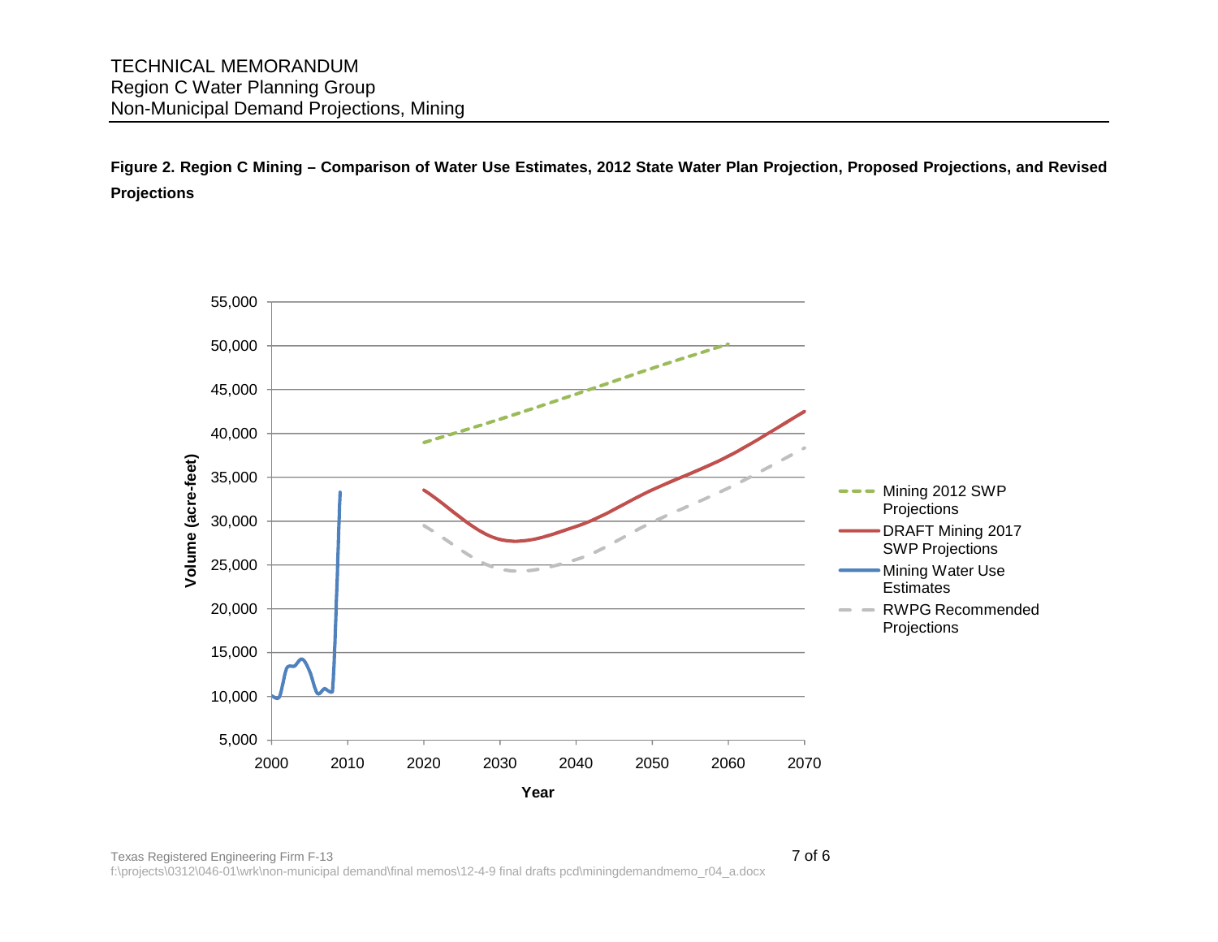**Figure 2. Region C Mining – Comparison of Water Use Estimates, 2012 State Water Plan Projection, Proposed Projections, and Revised Projections**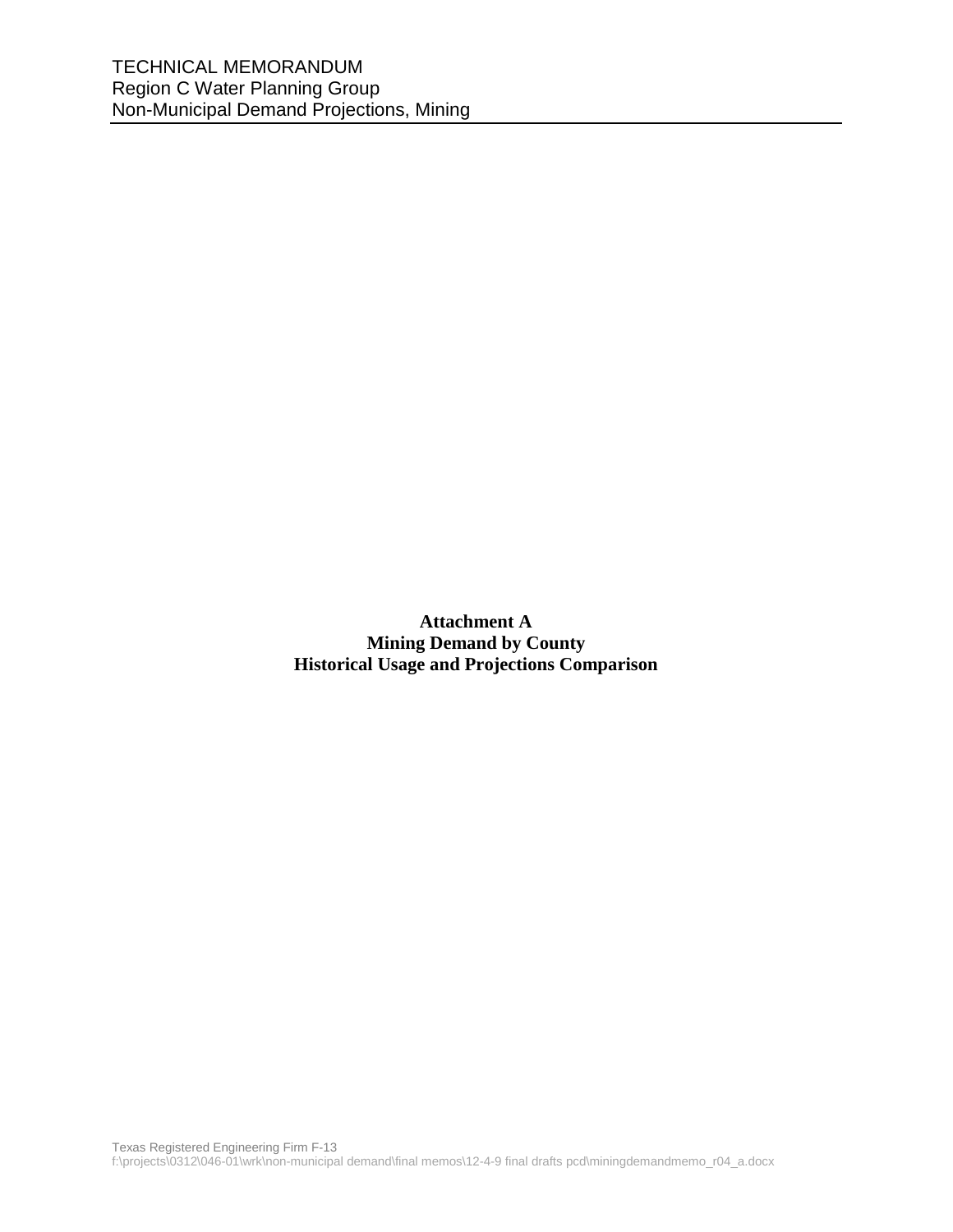**Attachment A**
**Mining Demand by County**
**Historical Usage and Projections Comparison**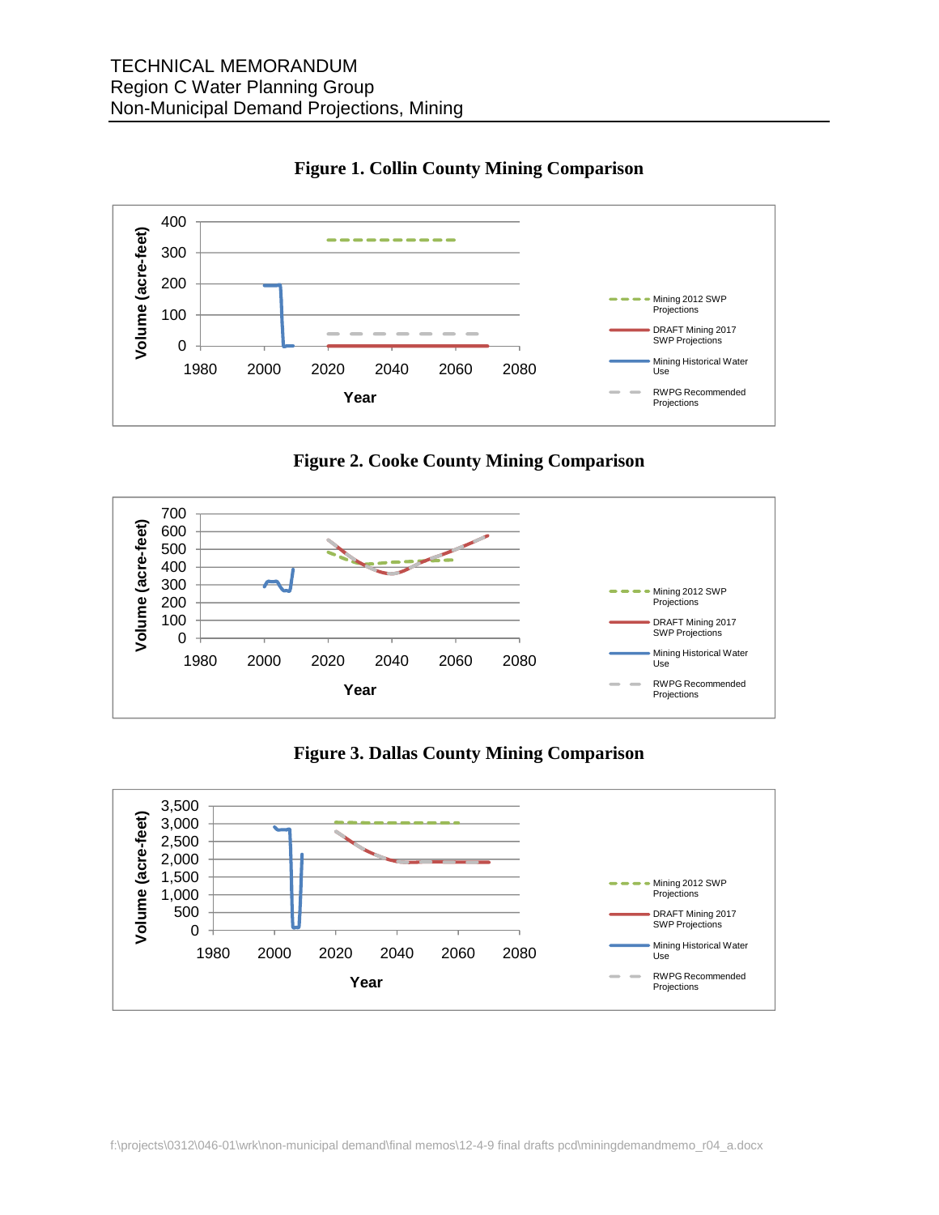**Figure 1. Collin County Mining Comparison**

**Figure 2. Cooke County Mining Comparison**

**Figure 3. Dallas County Mining Comparison**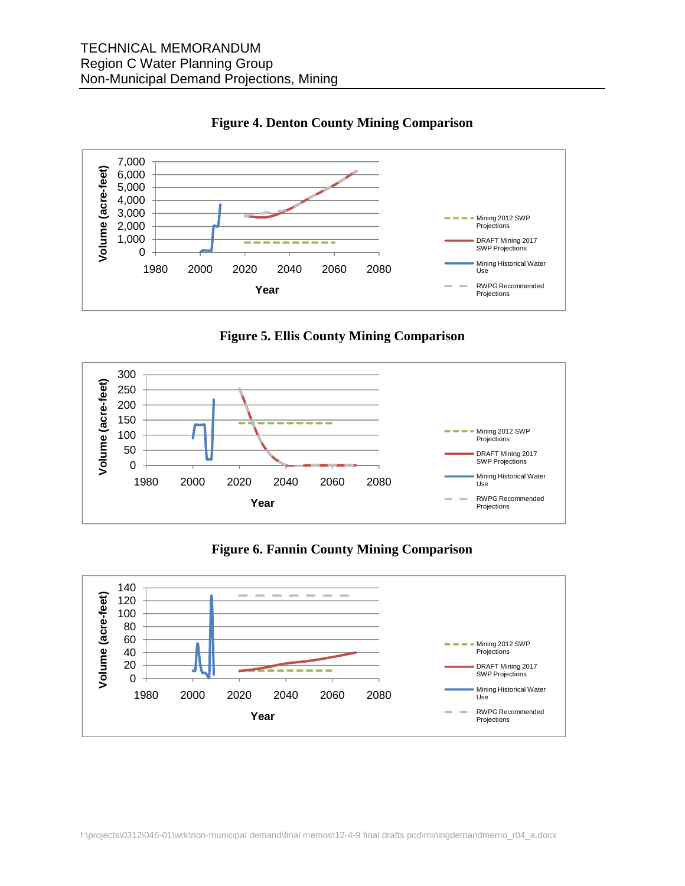**Figure 4. Denton County Mining Comparison**

**Figure 5. Ellis County Mining Comparison**

**Figure 6. Fannin County Mining Comparison**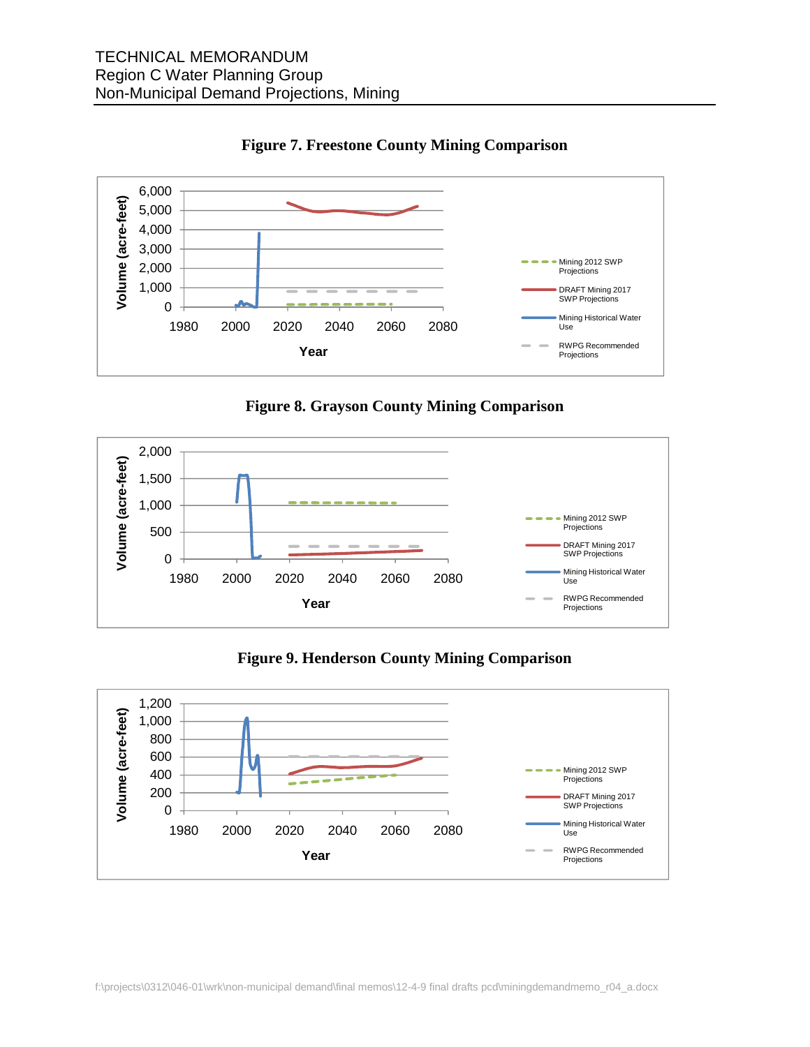**Figure 7. Freestone County Mining Comparison**

**Figure 8. Grayson County Mining Comparison**

**Figure 9. Henderson County Mining Comparison**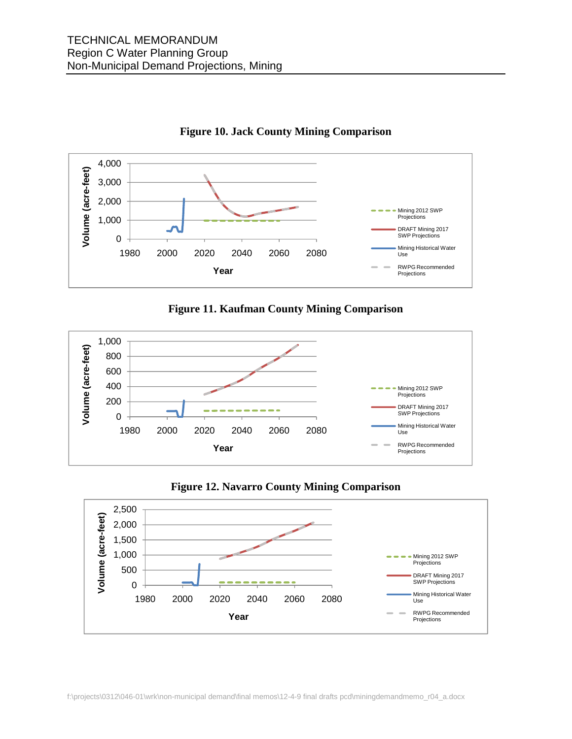**Figure 10. Jack County Mining Comparison**

**Figure 11. Kaufman County Mining Comparison**

**Figure 12. Navarro County Mining Comparison**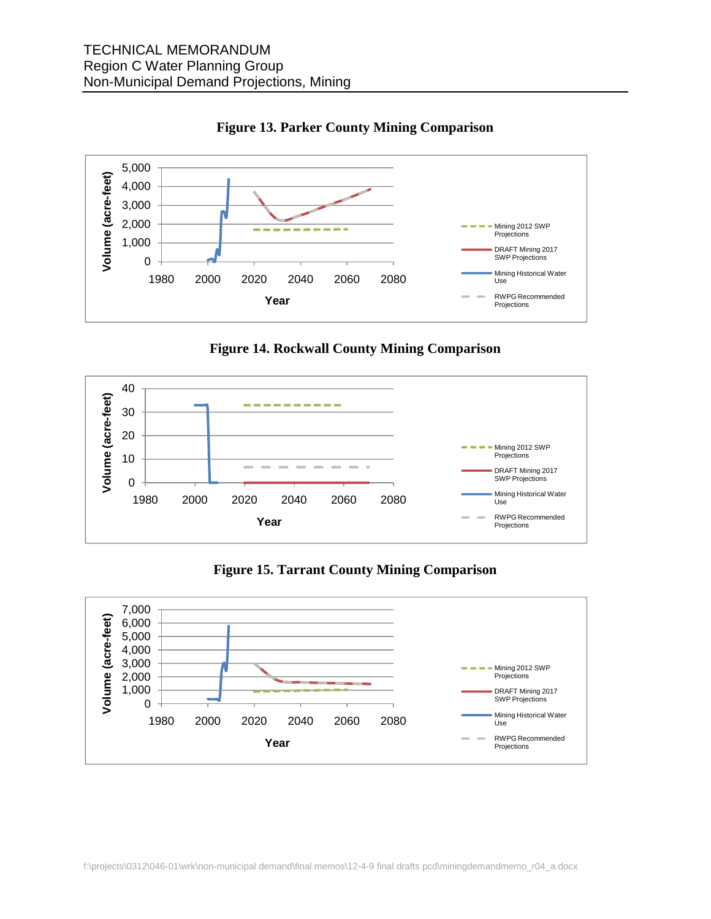**Figure 13. Parker County Mining Comparison**

**Figure 14. Rockwall County Mining Comparison**

**Figure 15. Tarrant County Mining Comparison**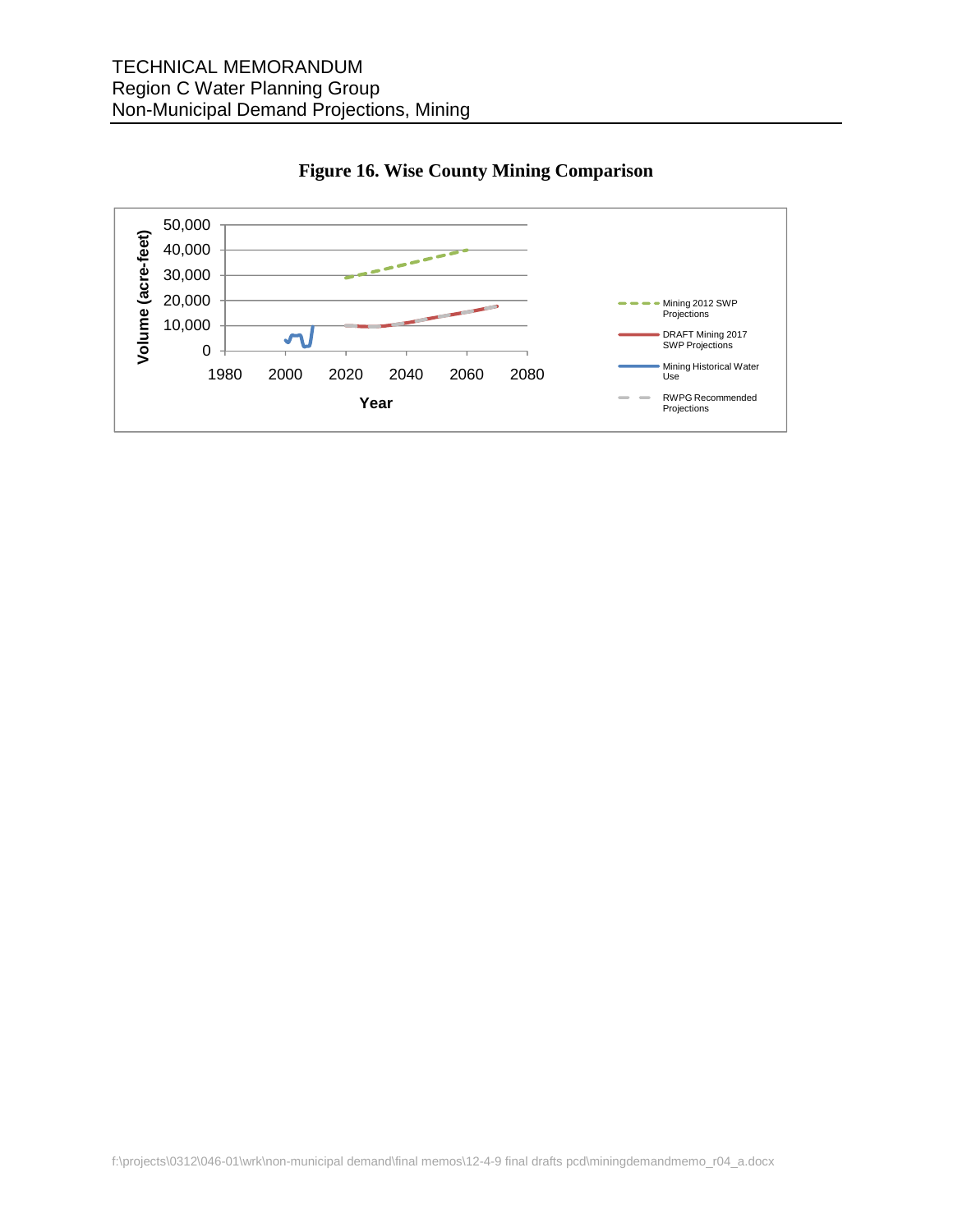**Figure 16. Wise County Mining Comparison**

Volume (acre-feet)

50,000
40,000
30,000
20,000
10,000
0

1980 2000 2020 2040 2060 2080

Year

Mining 2012 SWP Projections

DRAFT Mining 2017 SWP Projections

Mining Historical Water Use

RWPG Recommended Projections